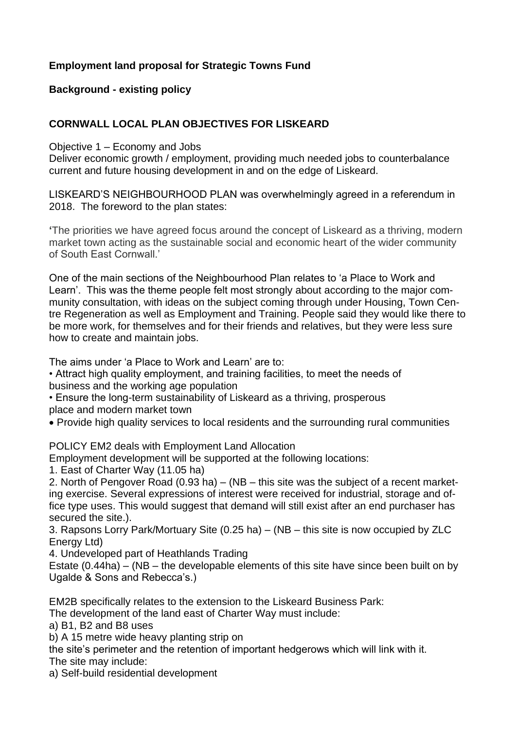**Employment land proposal for Strategic Towns Fund**

**Background - existing policy**

## CORNWALL LOCAL PLAN OBJECTIVES FOR LISKEARD

Objective 1 – Economy and Jobs
Deliver economic growth / employment, providing much needed jobs to counterbalance current and future housing development in and on the edge of Liskeard.

LISKEARD'S NEIGHBOURHOOD PLAN was overwhelmingly agreed in a referendum in 2018. The foreword to the plan states:

'The priorities we have agreed focus around the concept of Liskeard as a thriving, modern market town acting as the sustainable social and economic heart of the wider community of South East Cornwall.'

One of the main sections of the Neighbourhood Plan relates to 'a Place to Work and Learn'. This was the theme people felt most strongly about according to the major community consultation, with ideas on the subject coming through under Housing, Town Centre Regeneration as well as Employment and Training. People said they would like there to be more work, for themselves and for their friends and relatives, but they were less sure how to create and maintain jobs.

The aims under 'a Place to Work and Learn' are to:

- Attract high quality employment, and training facilities, to meet the needs of business and the working age population
- Ensure the long-term sustainability of Liskeard as a thriving, prosperous place and modern market town
- Provide high quality services to local residents and the surrounding rural communities

POLICY EM2 deals with Employment Land Allocation
Employment development will be supported at the following locations:

1. East of Charter Way (11.05 ha)
2. North of Pengover Road (0.93 ha) – (NB – this site was the subject of a recent marketing exercise. Several expressions of interest were received for industrial, storage and office type uses. This would suggest that demand will still exist after an end purchaser has secured the site.).
3. Rapsons Lorry Park/Mortuary Site (0.25 ha) – (NB – this site is now occupied by ZLC Energy Ltd)
4. Undeveloped part of Heathlands Trading Estate (0.44ha) – (NB – the developable elements of this site have since been built on by Ugalde & Sons and Rebecca's.)

EM2B specifically relates to the extension to the Liskeard Business Park:
The development of the land east of Charter Way must include:
a) B1, B2 and B8 uses
b) A 15 metre wide heavy planting strip on the site's perimeter and the retention of important hedgerows which will link with it.
The site may include:
a) Self-build residential development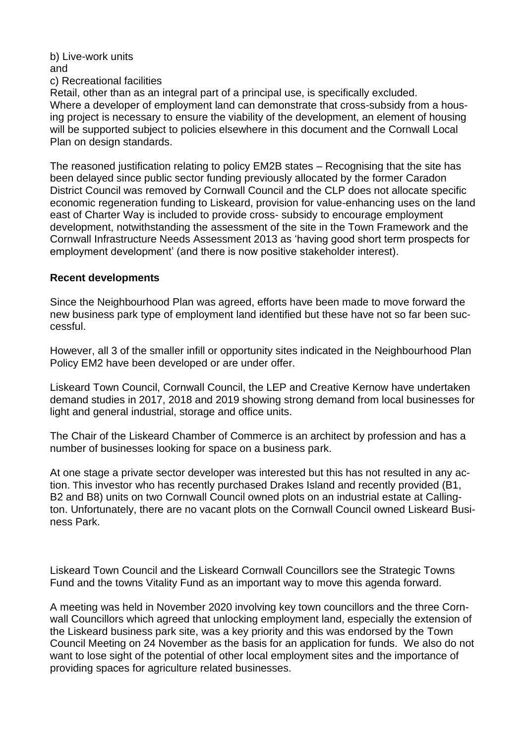b) Live-work units
and
c) Recreational facilities

Retail, other than as an integral part of a principal use, is specifically excluded. Where a developer of employment land can demonstrate that cross-subsidy from a housing project is necessary to ensure the viability of the development, an element of housing will be supported subject to policies elsewhere in this document and the Cornwall Local Plan on design standards.

The reasoned justification relating to policy EM2B states – Recognising that the site has been delayed since public sector funding previously allocated by the former Caradon District Council was removed by Cornwall Council and the CLP does not allocate specific economic regeneration funding to Liskeard, provision for value-enhancing uses on the land east of Charter Way is included to provide cross- subsidy to encourage employment development, notwithstanding the assessment of the site in the Town Framework and the Cornwall Infrastructure Needs Assessment 2013 as 'having good short term prospects for employment development' (and there is now positive stakeholder interest).

**Recent developments**

Since the Neighbourhood Plan was agreed, efforts have been made to move forward the new business park type of employment land identified but these have not so far been successful.

However, all 3 of the smaller infill or opportunity sites indicated in the Neighbourhood Plan Policy EM2 have been developed or are under offer.

Liskeard Town Council, Cornwall Council, the LEP and Creative Kernow have undertaken demand studies in 2017, 2018 and 2019 showing strong demand from local businesses for light and general industrial, storage and office units.

The Chair of the Liskeard Chamber of Commerce is an architect by profession and has a number of businesses looking for space on a business park.

At one stage a private sector developer was interested but this has not resulted in any action. This investor who has recently purchased Drakes Island and recently provided (B1, B2 and B8) units on two Cornwall Council owned plots on an industrial estate at Callington. Unfortunately, there are no vacant plots on the Cornwall Council owned Liskeard Business Park.

Liskeard Town Council and the Liskeard Cornwall Councillors see the Strategic Towns Fund and the towns Vitality Fund as an important way to move this agenda forward.

A meeting was held in November 2020 involving key town councillors and the three Cornwall Councillors which agreed that unlocking employment land, especially the extension of the Liskeard business park site, was a key priority and this was endorsed by the Town Council Meeting on 24 November as the basis for an application for funds. We also do not want to lose sight of the potential of other local employment sites and the importance of providing spaces for agriculture related businesses.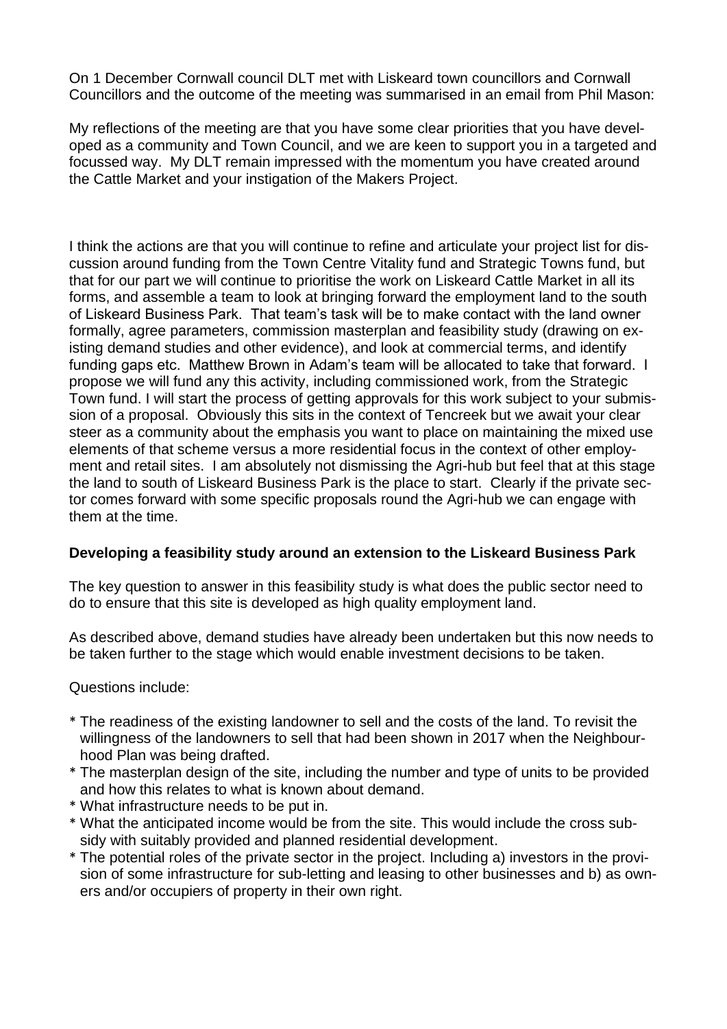On 1 December Cornwall council DLT met with Liskeard town councillors and Cornwall Councillors and the outcome of the meeting was summarised in an email from Phil Mason:

My reflections of the meeting are that you have some clear priorities that you have developed as a community and Town Council, and we are keen to support you in a targeted and focussed way. My DLT remain impressed with the momentum you have created around the Cattle Market and your instigation of the Makers Project.

I think the actions are that you will continue to refine and articulate your project list for discussion around funding from the Town Centre Vitality fund and Strategic Towns fund, but that for our part we will continue to prioritise the work on Liskeard Cattle Market in all its forms, and assemble a team to look at bringing forward the employment land to the south of Liskeard Business Park. That team's task will be to make contact with the land owner formally, agree parameters, commission masterplan and feasibility study (drawing on existing demand studies and other evidence), and look at commercial terms, and identify funding gaps etc. Matthew Brown in Adam's team will be allocated to take that forward. I propose we will fund any this activity, including commissioned work, from the Strategic Town fund. I will start the process of getting approvals for this work subject to your submission of a proposal. Obviously this sits in the context of Tencreek but we await your clear steer as a community about the emphasis you want to place on maintaining the mixed use elements of that scheme versus a more residential focus in the context of other employment and retail sites. I am absolutely not dismissing the Agri-hub but feel that at this stage the land to south of Liskeard Business Park is the place to start. Clearly if the private sector comes forward with some specific proposals round the Agri-hub we can engage with them at the time.

**Developing a feasibility study around an extension to the Liskeard Business Park**

The key question to answer in this feasibility study is what does the public sector need to do to ensure that this site is developed as high quality employment land.

As described above, demand studies have already been undertaken but this now needs to be taken further to the stage which would enable investment decisions to be taken.

Questions include:

* The readiness of the existing landowner to sell and the costs of the land. To revisit the willingness of the landowners to sell that had been shown in 2017 when the Neighbourhood Plan was being drafted.
* The masterplan design of the site, including the number and type of units to be provided and how this relates to what is known about demand.
* What infrastructure needs to be put in.
* What the anticipated income would be from the site. This would include the cross subsidy with suitably provided and planned residential development.
* The potential roles of the private sector in the project. Including a) investors in the provision of some infrastructure for sub-letting and leasing to other businesses and b) as owners and/or occupiers of property in their own right.